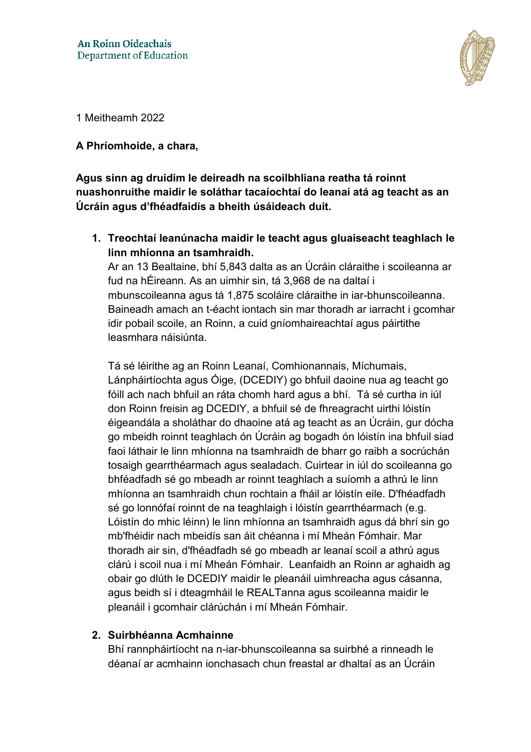An Roinn Oideachais
Department of Education

1 Meitheamh 2022

**A Phríomhoide, a chara,**

**Agus sinn ag druidim le deireadh na scoilbhliana reatha tá roinnt nuashonruithe maidir le soláthar tacaíochtaí do leanaí atá ag teacht as an Úcráin agus d'fhéadfaidís a bheith úsáideach duit.**

1. **Treochtaí leanúnacha maidir le teacht agus gluaiseacht teaghlach le linn mhíonna an tsamhraidh.**
   Ar an 13 Bealtaine, bhí 5,843 dalta as an Úcráin cláraithe i scoileanna ar fud na hÉireann. As an uimhir sin, tá 3,968 de na daltaí i mbunscoileanna agus tá 1,875 scoláire cláraithe in iar-bhunscoileanna. Baineadh amach an t-éacht iontach sin mar thoradh ar iarracht i gcomhar idir pobail scoile, an Roinn, a cuid gníomhaireachtaí agus páirtithe leasmhara náisiúnta.

   Tá sé léirithe ag an Roinn Leanaí, Comhionannais, Míchumais, Lánpháirtíochta agus Óige, (DCEDIY) go bhfuil daoine nua ag teacht go fóill ach nach bhfuil an ráta chomh hard agus a bhí. Tá sé curtha in iúl don Roinn freisin ag DCEDIY, a bhfuil sé de fhreagracht uirthi lóistín éigeandála a sholáthar do dhaoine atá ag teacht as an Úcráin, gur dócha go mbeidh roinnt teaghlach ón Úcráin ag bogadh ón lóistín ina bhfuil siad faoi láthair le linn mhíonna na tsamhraidh de bharr go raibh a socrúchán tosaigh gearrthéarmach agus sealadach. Cuirtear in iúl do scoileanna go bhféadfadh sé go mbeadh ar roinnt teaghlach a suíomh a athrú le linn mhíonna an tsamhraidh chun rochtain a fháil ar lóistín eile. D'fhéadfadh sé go lonnófaí roinnt de na teaghlaigh i lóistín gearrthéarmach (e.g. Lóistín do mhic léinn) le linn mhíonna an tsamhraidh agus dá bhrí sin go mb'fhéidir nach mbeidís san áit chéanna i mí Mheán Fómhair. Mar thoradh air sin, d'fhéadfadh sé go mbeadh ar leanaí scoil a athrú agus clárú i scoil nua i mí Mheán Fómhair. Leanfaidh an Roinn ar aghaidh ag obair go dlúth le DCEDIY maidir le pleanáil uimhreacha agus cásanna, agus beidh sí i dteagmháil le REALTanna agus scoileanna maidir le pleanáil i gcomhair clárúchán i mí Mheán Fómhair.

2. **Suirbhéanna Acmhainne**
   Bhí rannpháirtíocht na n-iar-bhunscoileanna sa suirbhé a rinneadh le déanaí ar acmhainn ionchasach chun freastal ar dhaltaí as an Úcráin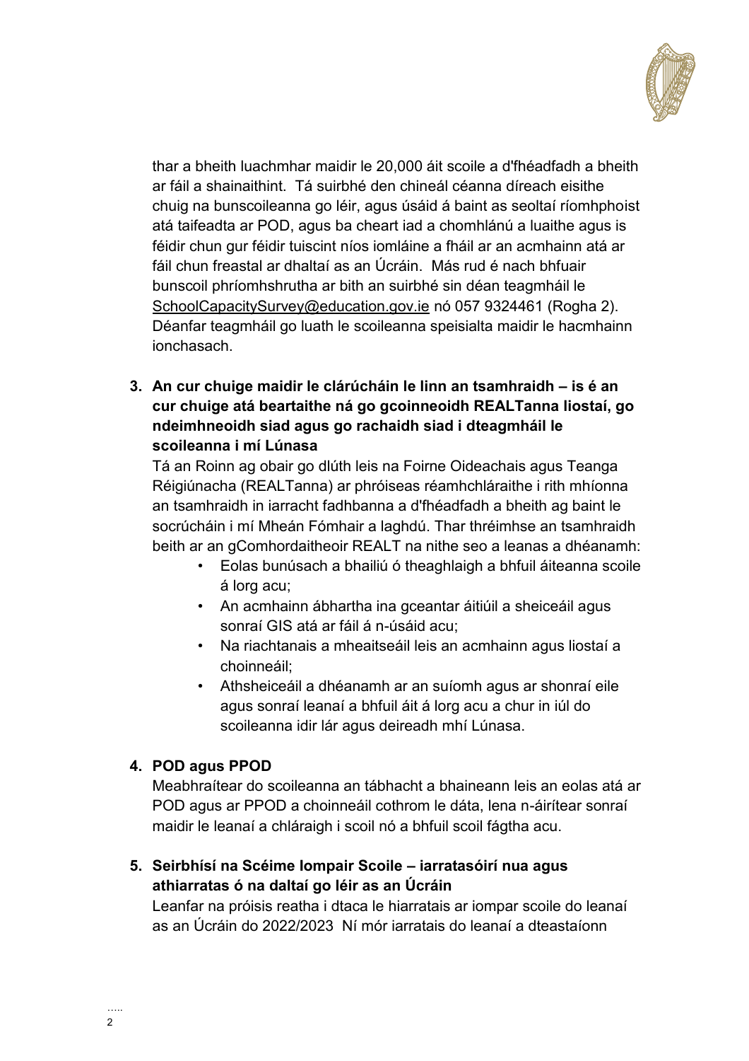thar a bheith luachmhar maidir le 20,000 áit scoile a d'fhéadfadh a bheith ar fáil a shainaithint. Tá suirbhé den chineál céanna díreach eisithe chuig na bunscoileanna go léir, agus úsáid á baint as seoltaí ríomhphoist atá taifeadta ar POD, agus ba cheart iad a chomhlánú a luaithe agus is féidir chun gur féidir tuiscint níos iomláine a fháil ar an acmhainn atá ar fáil chun freastal ar dhaltaí as an Úcráin. Más rud é nach bhfuair bunscoil phríomhshrutha ar bith an suirbhé sin déan teagmháil le SchoolCapacitySurvey@education.gov.ie nó 057 9324461 (Rogha 2). Déanfar teagmháil go luath le scoileanna speisialta maidir le hacmhainn ionchasach.

3. **An cur chuige maidir le clárúcháin le linn an tsamhraidh – is é an cur chuige atá beartaithe ná go gcoinneoidh REALTanna liostaí, go ndeimhneoidh siad agus go rachaidh siad i dteagmháil le scoileanna i mí Lúnasa**

   Tá an Roinn ag obair go dlúth leis na Foirne Oideachais agus Teanga Réigiúnacha (REALTanna) ar phróiseas réamhchláraithe i rith mhíonna an tsamhraidh in iarracht fadhbanna a d'fhéadfadh a bheith ag baint le socrúcháin i mí Mheán Fómhair a laghdú. Thar thréimhse an tsamhraidh beith ar an gComhordaitheoir REALT na nithe seo a leanas a dhéanamh:

   - Eolas bunúsach a bhailiú ó theaghlaigh a bhfuil áiteanna scoile á lorg acu;
   - An acmhainn ábhartha ina gceantar áitiúil a sheiceáil agus sonraí GIS atá ar fáil á n-úsáid acu;
   - Na riachtanais a mheaitseáil leis an acmhainn agus liostaí a choinneáil;
   - Athsheiceáil a dhéanamh ar an suíomh agus ar shonraí eile agus sonraí leanaí a bhfuil áit á lorg acu a chur in iúl do scoileanna idir lár agus deireadh mhí Lúnasa.

4. **POD agus PPOD**

   Meabhraítear do scoileanna an tábhacht a bhaineann leis an eolas atá ar POD agus ar PPOD a choinneáil cothrom le dáta, lena n-áirítear sonraí maidir le leanaí a chláraigh i scoil nó a bhfuil scoil fágtha acu.

5. **Seirbhísí na Scéime Iompair Scoile – iarratasóirí nua agus athiarratas ó na daltaí go léir as an Úcráin**

   Leanfar na próisis reatha i dtaca le hiarratais ar iompar scoile do leanaí as an Úcráin do 2022/2023 Ní mór iarratais do leanaí a dteastaíonn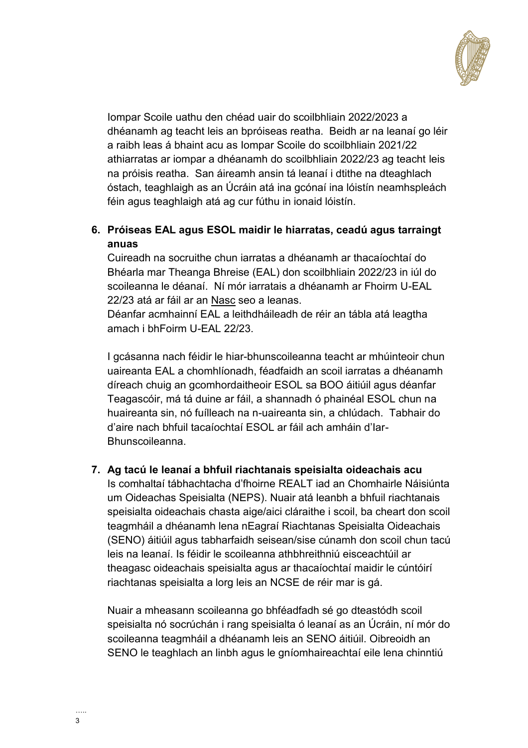Iompar Scoile uathu den chéad uair do scoilbhliain 2022/2023 a dhéanamh ag teacht leis an bpróiseas reatha. Beidh ar na leanaí go léir a raibh leas á bhaint acu as Iompar Scoile do scoilbhliain 2021/22 athiarratas ar iompar a dhéanamh do scoilbhliain 2022/23 ag teacht leis na próisis reatha. San áireamh ansin tá leanaí i dtithe na dteaghlach óstach, teaghlaigh as an Úcráin atá ina gcónaí ina lóistín neamhspleách féin agus teaghlaigh atá ag cur fúthu in ionaid lóistín.

6. **Próiseas EAL agus ESOL maidir le hiarratas, ceadú agus tarraingt anuas**

   Cuireadh na socruithe chun iarratas a dhéanamh ar thacaíochtaí do Bhéarla mar Theanga Bhreise (EAL) don scoilbhliain 2022/23 in iúl do scoileanna le déanaí. Ní mór iarratais a dhéanamh ar Fhoirm U-EAL 22/23 atá ar fáil ar an Nasc seo a leanas.
   Déanfar acmhainní EAL a leithdháileadh de réir an tábla atá leagtha amach i bhFoirm U-EAL 22/23.

   I gcásanna nach féidir le hiar-bhunscoileanna teacht ar mhúinteoir chun uaireanta EAL a chomhlíonadh, féadfaidh an scoil iarratas a dhéanamh díreach chuig an gcomhordaitheoir ESOL sa BOO áitiúil agus déanfar Teagascóir, má tá duine ar fáil, a shannadh ó phainéal ESOL chun na huaireanta sin, nó fuílleach na n-uaireanta sin, a chlúdach. Tabhair do d'aire nach bhfuil tacaíochtaí ESOL ar fáil ach amháin d'Iar-Bhunscoileanna.

7. **Ag tacú le leanaí a bhfuil riachtanais speisialta oideachais acu**

   Is comhaltaí tábhachtacha d'fhoirne REALT iad an Chomhairle Náisiúnta um Oideachas Speisialta (NEPS). Nuair atá leanbh a bhfuil riachtanais speisialta oideachais chasta aige/aici cláraithe i scoil, ba cheart don scoil teagmháil a dhéanamh lena nEagraí Riachtanas Speisialta Oideachais (SENO) áitiúil agus tabharfaidh seisean/sise cúnamh don scoil chun tacú leis na leanaí. Is féidir le scoileanna athbhreithniú eisceachtúil ar theagasc oideachais speisialta agus ar thacaíochtaí maidir le cúntóirí riachtanas speisialta a lorg leis an NCSE de réir mar is gá.

   Nuair a mheasann scoileanna go bhféadfadh sé go dteastódh scoil speisialta nó socrúchán i rang speisialta ó leanaí as an Úcráin, ní mór do scoileanna teagmháil a dhéanamh leis an SENO áitiúil. Oibreoidh an SENO le teaghlach an linbh agus le gníomhaireachtaí eile lena chinntiú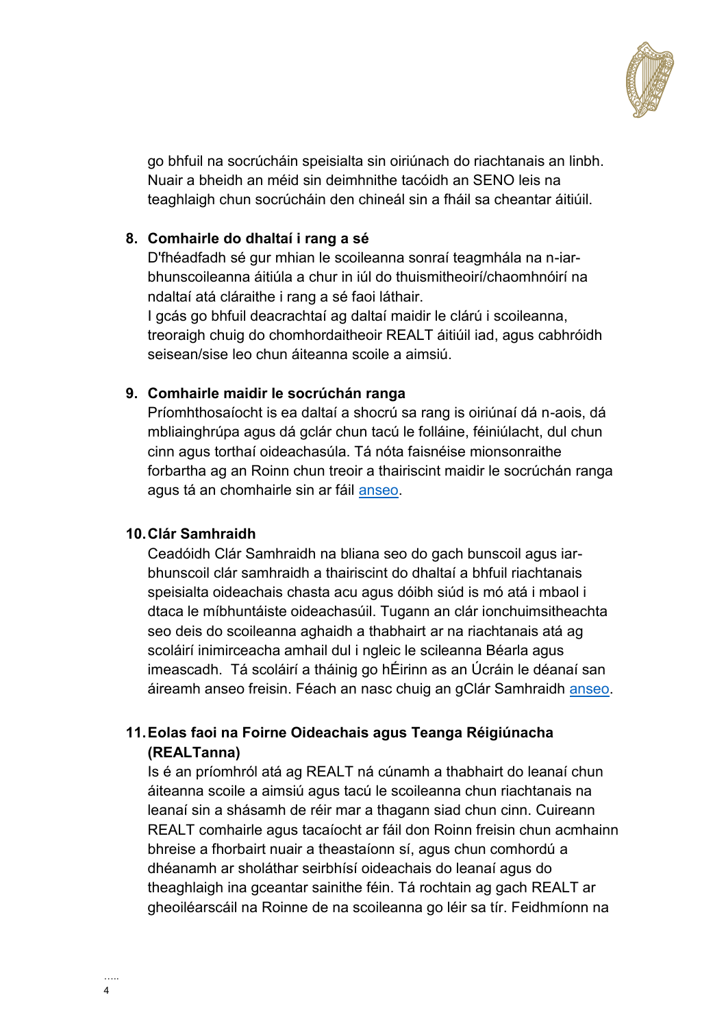go bhfuil na socrúcháin speisialta sin oiriúnach do riachtanais an linbh. Nuair a bheidh an méid sin deimhnithe tacóidh an SENO leis na teaghlaigh chun socrúcháin den chineál sin a fháil sa cheantar áitiúil.

8. **Comhairle do dhaltaí i rang a sé**

   D'fhéadfadh sé gur mhian le scoileanna sonraí teagmhála na n-iar-bhunscoileanna áitiúla a chur in iúl do thuismitheoirí/chaomhnóirí na ndaltaí atá cláraithe i rang a sé faoi láthair.

   I gcás go bhfuil deacrachtaí ag daltaí maidir le clárú i scoileanna, treoraigh chuig do chomhordaitheoir REALT áitiúil iad, agus cabhróidh seisean/sise leo chun áiteanna scoile a aimsiú.

9. **Comhairle maidir le socrúchán ranga**

   Príomhthosaíocht is ea daltaí a shocrú sa rang is oiriúnaí dá n-aois, dá mbliainghrúpa agus dá gclár chun tacú le folláine, féiniúlacht, dul chun cinn agus torthaí oideachasúla. Tá nóta faisnéise mionsonraithe forbartha ag an Roinn chun treoir a thairiscint maidir le socrúchán ranga agus tá an chomhairle sin ar fáil anseo.

10. **Clár Samhraidh**

    Ceadóidh Clár Samhraidh na bliana seo do gach bunscoil agus iar-bhunscoil clár samhraidh a thairiscint do dhaltaí a bhfuil riachtanais speisialta oideachais chasta acu agus dóibh siúd is mó atá i mbaol i dtaca le míbhuntáiste oideachasúil. Tugann an clár ionchuimsitheachta seo deis do scoileanna aghaidh a thabhairt ar na riachtanais atá ag scoláirí inimirceacha amhail dul i ngleic le scileanna Béarla agus imeascadh. Tá scoláirí a tháinig go hÉirinn as an Úcráin le déanaí san áireamh anseo freisin. Féach an nasc chuig an gClár Samhraidh anseo.

11. **Eolas faoi na Foirne Oideachais agus Teanga Réigiúnacha (REALTanna)**

    Is é an príomhról atá ag REALT ná cúnamh a thabhairt do leanaí chun áiteanna scoile a aimsiú agus tacú le scoileanna chun riachtanais na leanaí sin a shásamh de réir mar a thagann siad chun cinn. Cuireann REALT comhairle agus tacaíocht ar fáil don Roinn freisin chun acmhainn bhreise a fhorbairt nuair a theastaíonn sí, agus chun comhordú a dhéanamh ar sholáthar seirbhísí oideachais do leanaí agus do theaghlaigh ina gceantar sainithe féin. Tá rochtain ag gach REALT ar gheoiléarscáil na Roinne de na scoileanna go léir sa tír. Feidhmíonn na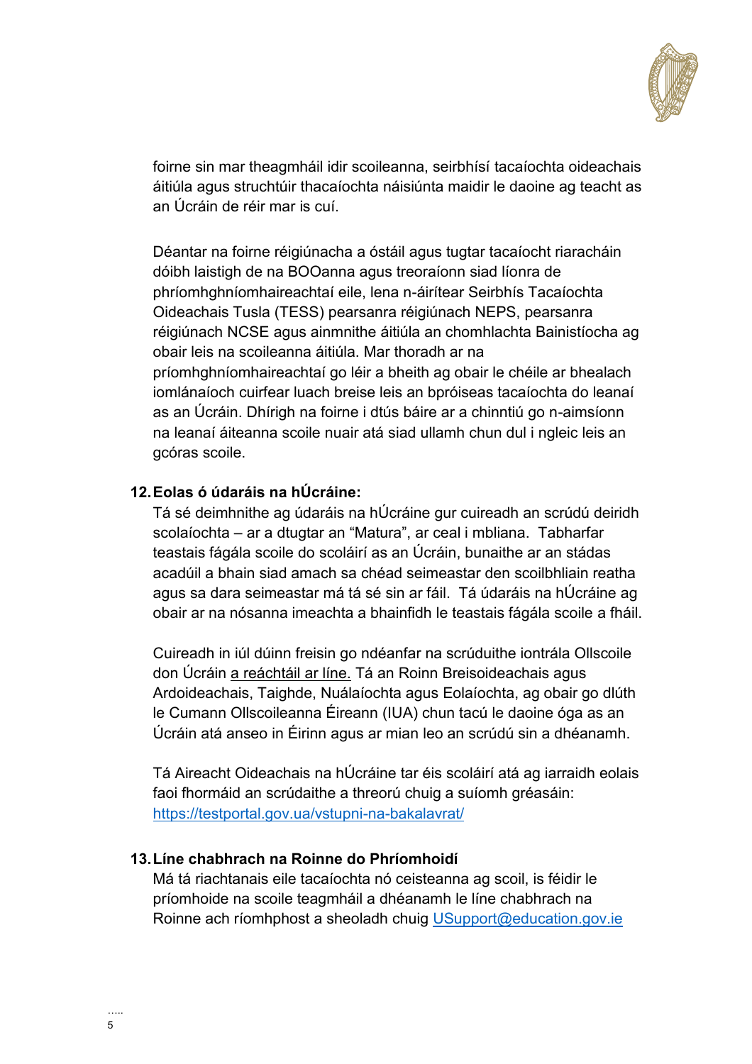foirne sin mar theagmháil idir scoileanna, seirbhísí tacaíochta oideachais áitiúla agus struchtúir thacaíochta náisiúnta maidir le daoine ag teacht as an Úcráin de réir mar is cuí.

Déantar na foirne réigiúnacha a óstáil agus tugtar tacaíocht riaracháin dóibh laistigh de na BOOanna agus treoraíonn siad líonra de phríomhghníomhaireachtaí eile, lena n-áirítear Seirbhís Tacaíochta Oideachais Tusla (TESS) pearsanra réigiúnach NEPS, pearsanra réigiúnach NCSE agus ainmnithe áitiúla an chomhlachta Bainistíocha ag obair leis na scoileanna áitiúla. Mar thoradh ar na príomhghníomhaireachtaí go léir a bheith ag obair le chéile ar bhealach iomlánaíoch cuirfear luach breise leis an bpróiseas tacaíochta do leanaí as an Úcráin. Dhírigh na foirne i dtús báire ar a chinntiú go n-aimsíonn na leanaí áiteanna scoile nuair atá siad ullamh chun dul i ngleic leis an gcóras scoile.

## 12. Eolas ó údaráis na hÚcráine:

Tá sé deimhnithe ag údaráis na hÚcráine gur cuireadh an scrúdú deiridh scolaíochta – ar a dtugtar an "Matura", ar ceal i mbliana. Tabharfar teastais fágála scoile do scoláirí as an Úcráin, bunaithe ar an stádas acadúil a bhain siad amach sa chéad seimeastar den scoilbhliain reatha agus sa dara seimeastar má tá sé sin ar fáil. Tá údaráis na hÚcráine ag obair ar na nósanna imeachta a bhainfidh le teastais fágála scoile a fháil.

Cuireadh in iúl dúinn freisin go ndéanfar na scrúduithe iontrála Ollscoile don Úcráin a reáchtáil ar líne. Tá an Roinn Breisoideachais agus Ardoideachais, Taighde, Nuálaíochta agus Eolaíochta, ag obair go dlúth le Cumann Ollscoileanna Éireann (IUA) chun tacú le daoine óga as an Úcráin atá anseo in Éirinn agus ar mian leo an scrúdú sin a dhéanamh.

Tá Aireacht Oideachais na hÚcráine tar éis scoláirí atá ag iarraidh eolais faoi fhormáid an scrúdaithe a threorú chuig a suíomh gréasáin: https://testportal.gov.ua/vstupni-na-bakalavrat/

## 13. Líne chabhrach na Roinne do Phríomhoidí

Má tá riachtanais eile tacaíochta nó ceisteanna ag scoil, is féidir le príomhoide na scoile teagmháil a dhéanamh le líne chabhrach na Roinne ach ríomhphost a sheoladh chuig USupport@education.gov.ie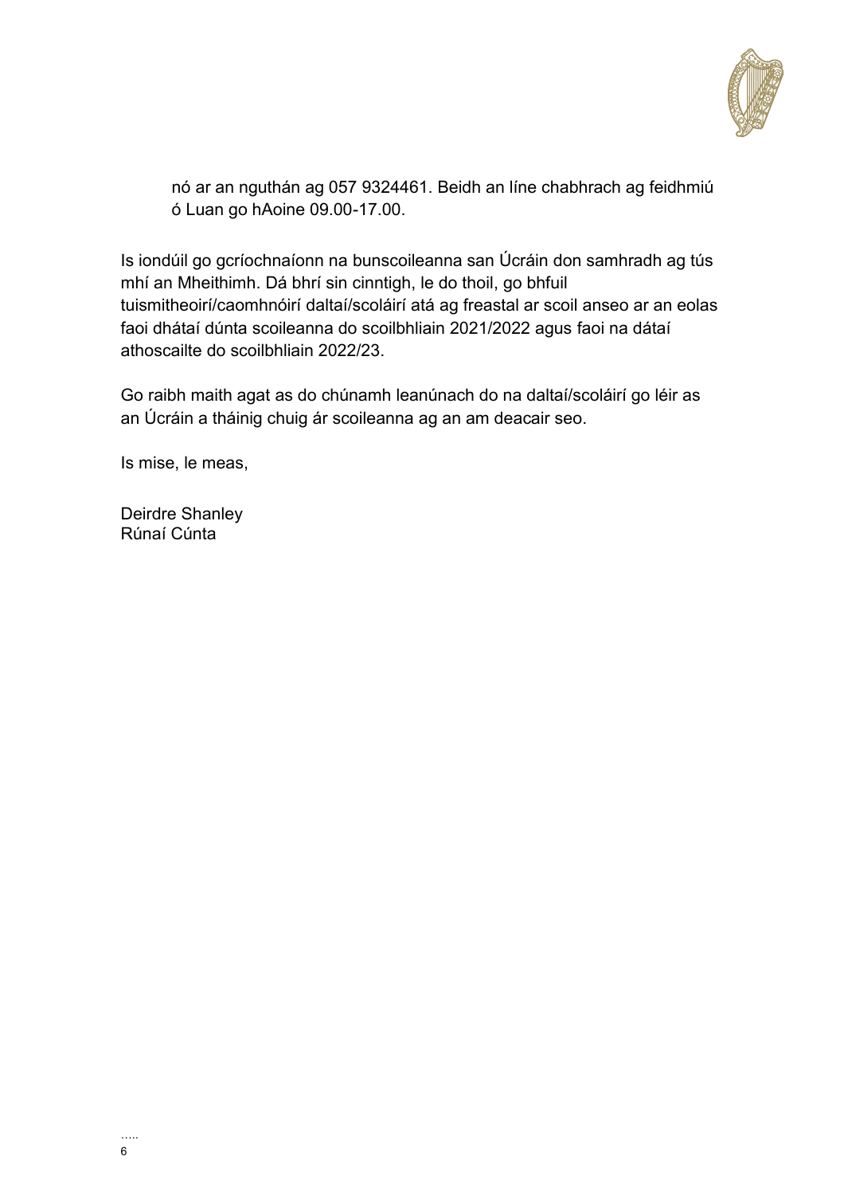nó ar an nguthán ag 057 9324461. Beidh an líne chabhrach ag feidhmiú ó Luan go hAoine 09.00-17.00.

Is iondúil go gcríochnaíonn na bunscoileanna san Úcráin don samhradh ag tús mhí an Mheithimh. Dá bhrí sin cinntigh, le do thoil, go bhfuil tuismitheoirí/caomhnóirí daltaí/scoláirí atá ag freastal ar scoil anseo ar an eolas faoi dhátaí dúnta scoileanna do scoilbhliain 2021/2022 agus faoi na dátaí athoscailte do scoilbhliain 2022/23.

Go raibh maith agat as do chúnamh leanúnach do na daltaí/scoláirí go léir as an Úcráin a tháinig chuig ár scoileanna ag an am deacair seo.

Is mise, le meas,

Deirdre Shanley
Rúnaí Cúnta